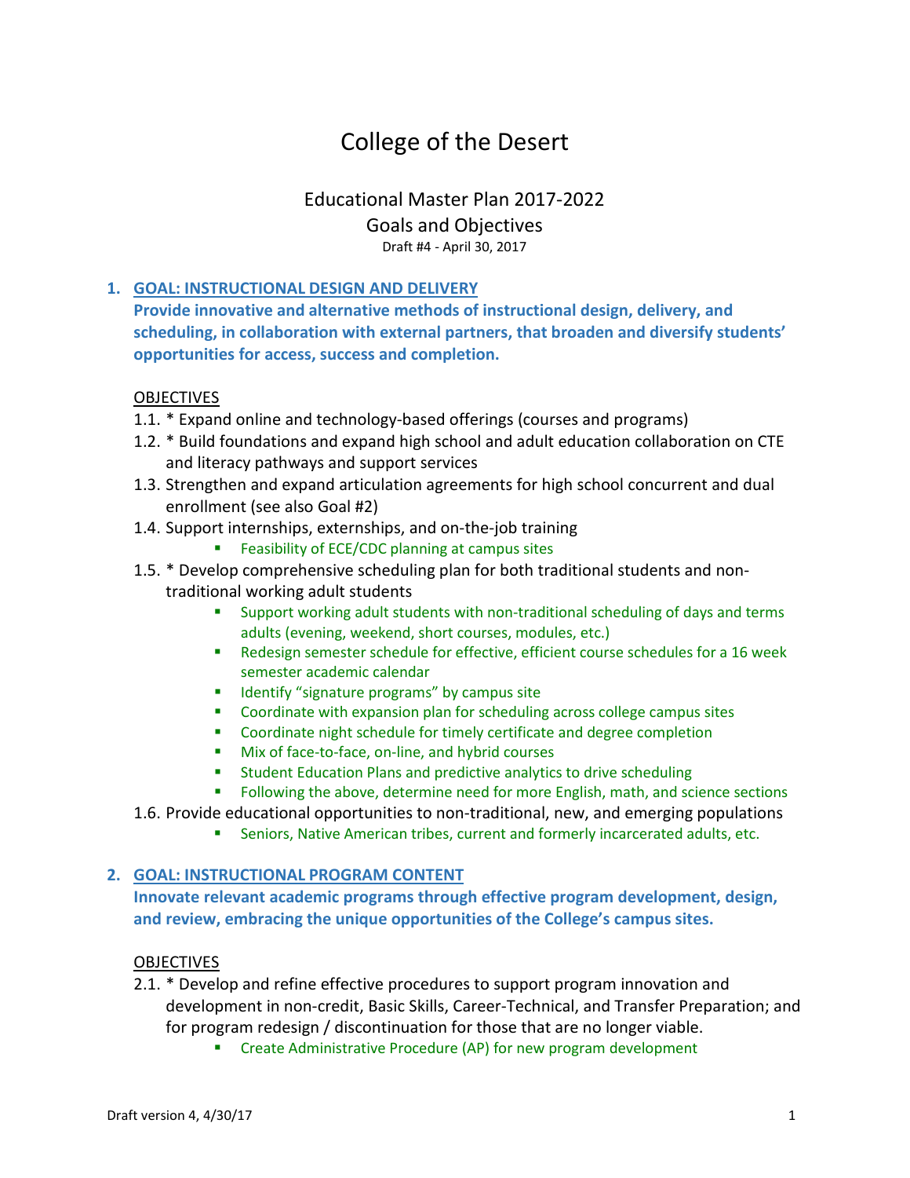# College of the Desert

## Educational Master Plan 2017-2022

## Goals and Objectives

Draft #4 - April 30, 2017

### 1. GOAL: INSTRUCTIONAL DESIGN AND DELIVERY

**Provide innovative and alternative methods of instructional design, delivery, and scheduling, in collaboration with external partners, that broaden and diversify students' opportunities for access, success and completion.**

OBJECTIVES

1.1. * Expand online and technology-based offerings (courses and programs)

1.2. * Build foundations and expand high school and adult education collaboration on CTE and literacy pathways and support services

1.3. Strengthen and expand articulation agreements for high school concurrent and dual enrollment (see also Goal #2)

1.4. Support internships, externships, and on-the-job training
- Feasibility of ECE/CDC planning at campus sites

1.5. * Develop comprehensive scheduling plan for both traditional students and non-traditional working adult students
- Support working adult students with non-traditional scheduling of days and terms adults (evening, weekend, short courses, modules, etc.)
- Redesign semester schedule for effective, efficient course schedules for a 16 week semester academic calendar
- Identify "signature programs" by campus site
- Coordinate with expansion plan for scheduling across college campus sites
- Coordinate night schedule for timely certificate and degree completion
- Mix of face-to-face, on-line, and hybrid courses
- Student Education Plans and predictive analytics to drive scheduling
- Following the above, determine need for more English, math, and science sections

1.6. Provide educational opportunities to non-traditional, new, and emerging populations
- Seniors, Native American tribes, current and formerly incarcerated adults, etc.

### 2. GOAL: INSTRUCTIONAL PROGRAM CONTENT

**Innovate relevant academic programs through effective program development, design, and review, embracing the unique opportunities of the College's campus sites.**

OBJECTIVES

2.1. * Develop and refine effective procedures to support program innovation and development in non-credit, Basic Skills, Career-Technical, and Transfer Preparation; and for program redesign / discontinuation for those that are no longer viable.
- Create Administrative Procedure (AP) for new program development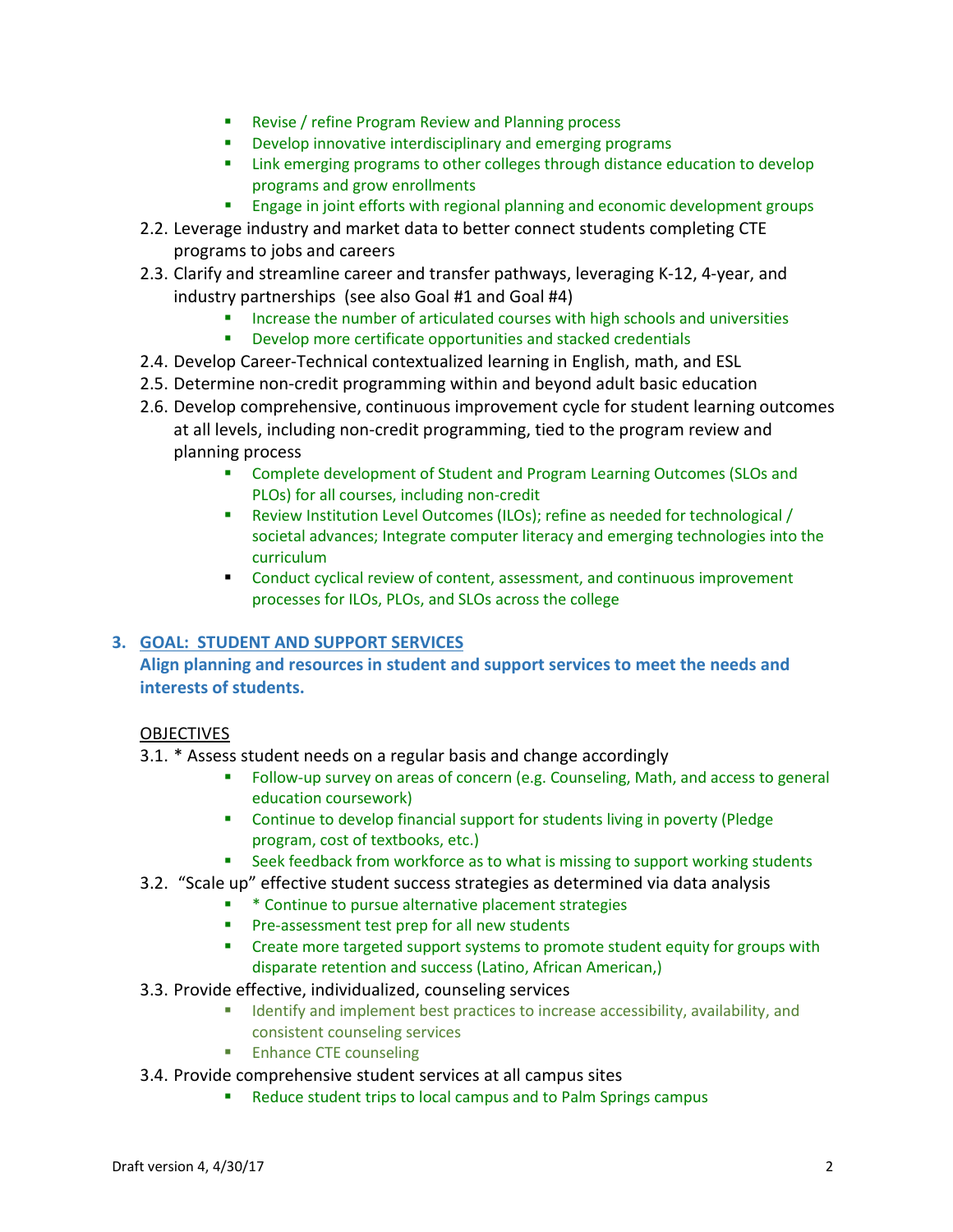- Revise / refine Program Review and Planning process
   - Develop innovative interdisciplinary and emerging programs
   - Link emerging programs to other colleges through distance education to develop programs and grow enrollments
   - Engage in joint efforts with regional planning and economic development groups

2.2. Leverage industry and market data to better connect students completing CTE programs to jobs and careers

2.3. Clarify and streamline career and transfer pathways, leveraging K-12, 4-year, and industry partnerships (see also Goal #1 and Goal #4)
   - Increase the number of articulated courses with high schools and universities
   - Develop more certificate opportunities and stacked credentials

2.4. Develop Career-Technical contextualized learning in English, math, and ESL

2.5. Determine non-credit programming within and beyond adult basic education

2.6. Develop comprehensive, continuous improvement cycle for student learning outcomes at all levels, including non-credit programming, tied to the program review and planning process
   - Complete development of Student and Program Learning Outcomes (SLOs and PLOs) for all courses, including non-credit
   - Review Institution Level Outcomes (ILOs); refine as needed for technological / societal advances; Integrate computer literacy and emerging technologies into the curriculum
   - Conduct cyclical review of content, assessment, and continuous improvement processes for ILOs, PLOs, and SLOs across the college

## 3. GOAL: STUDENT AND SUPPORT SERVICES

**Align planning and resources in student and support services to meet the needs and interests of students.**

OBJECTIVES

3.1. * Assess student needs on a regular basis and change accordingly
   - Follow-up survey on areas of concern (e.g. Counseling, Math, and access to general education coursework)
   - Continue to develop financial support for students living in poverty (Pledge program, cost of textbooks, etc.)
   - Seek feedback from workforce as to what is missing to support working students

3.2. "Scale up" effective student success strategies as determined via data analysis
   - * Continue to pursue alternative placement strategies
   - Pre-assessment test prep for all new students
   - Create more targeted support systems to promote student equity for groups with disparate retention and success (Latino, African American,)

3.3. Provide effective, individualized, counseling services
   - Identify and implement best practices to increase accessibility, availability, and consistent counseling services
   - Enhance CTE counseling

3.4. Provide comprehensive student services at all campus sites
   - Reduce student trips to local campus and to Palm Springs campus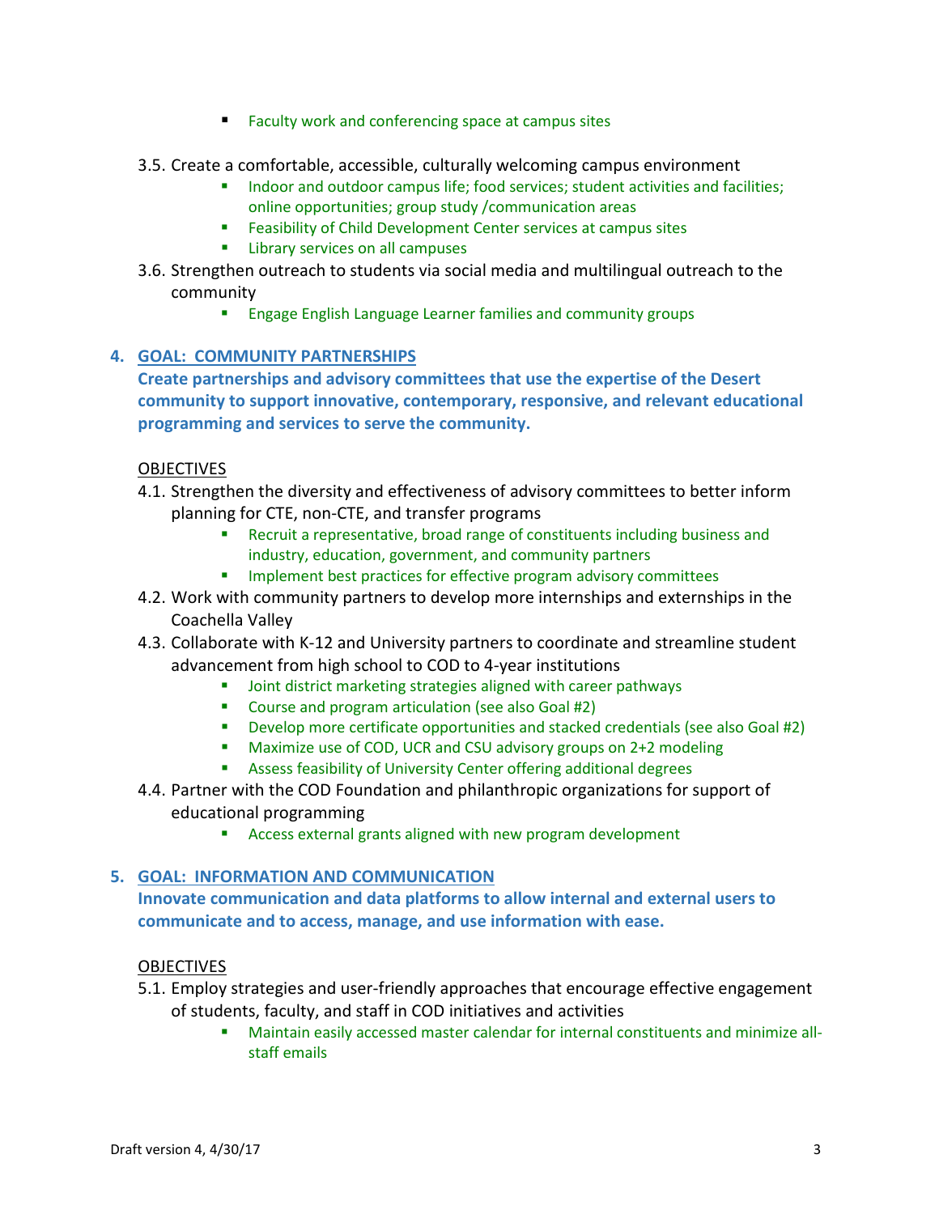- Faculty work and conferencing space at campus sites

3.5. Create a comfortable, accessible, culturally welcoming campus environment
   - Indoor and outdoor campus life; food services; student activities and facilities; online opportunities; group study /communication areas
   - Feasibility of Child Development Center services at campus sites
   - Library services on all campuses

3.6. Strengthen outreach to students via social media and multilingual outreach to the community
   - Engage English Language Learner families and community groups

## 4. GOAL: COMMUNITY PARTNERSHIPS

**Create partnerships and advisory committees that use the expertise of the Desert community to support innovative, contemporary, responsive, and relevant educational programming and services to serve the community.**

OBJECTIVES

4.1. Strengthen the diversity and effectiveness of advisory committees to better inform planning for CTE, non-CTE, and transfer programs
   - Recruit a representative, broad range of constituents including business and industry, education, government, and community partners
   - Implement best practices for effective program advisory committees

4.2. Work with community partners to develop more internships and externships in the Coachella Valley

4.3. Collaborate with K-12 and University partners to coordinate and streamline student advancement from high school to COD to 4-year institutions
   - Joint district marketing strategies aligned with career pathways
   - Course and program articulation (see also Goal #2)
   - Develop more certificate opportunities and stacked credentials (see also Goal #2)
   - Maximize use of COD, UCR and CSU advisory groups on 2+2 modeling
   - Assess feasibility of University Center offering additional degrees

4.4. Partner with the COD Foundation and philanthropic organizations for support of educational programming
   - Access external grants aligned with new program development

## 5. GOAL: INFORMATION AND COMMUNICATION

**Innovate communication and data platforms to allow internal and external users to communicate and to access, manage, and use information with ease.**

OBJECTIVES

5.1. Employ strategies and user-friendly approaches that encourage effective engagement of students, faculty, and staff in COD initiatives and activities
   - Maintain easily accessed master calendar for internal constituents and minimize all-staff emails

Draft version 4, 4/30/17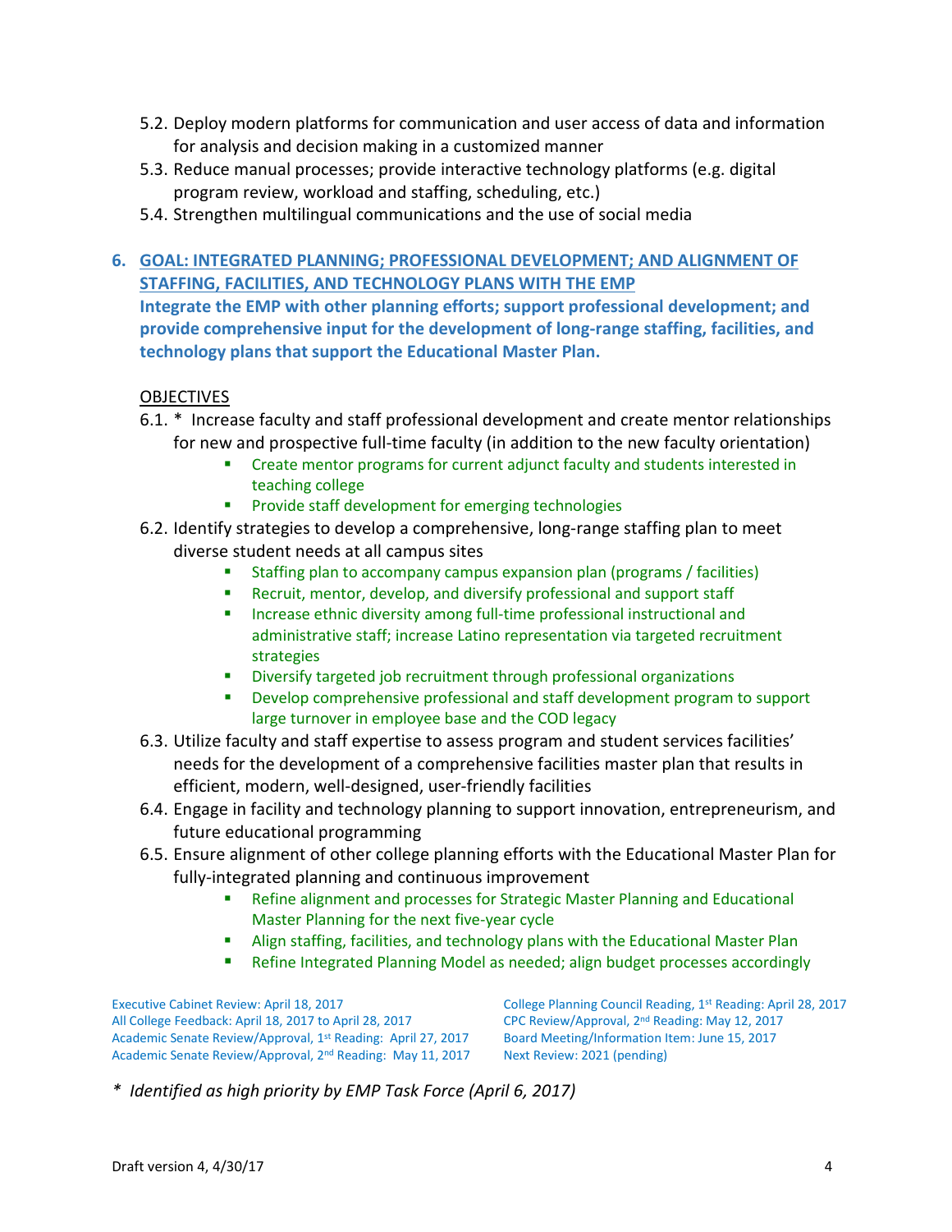5.2. Deploy modern platforms for communication and user access of data and information for analysis and decision making in a customized manner
5.3. Reduce manual processes; provide interactive technology platforms (e.g. digital program review, workload and staffing, scheduling, etc.)
5.4. Strengthen multilingual communications and the use of social media

## 6. GOAL: INTEGRATED PLANNING; PROFESSIONAL DEVELOPMENT; AND ALIGNMENT OF STAFFING, FACILITIES, AND TECHNOLOGY PLANS WITH THE EMP

**Integrate the EMP with other planning efforts; support professional development; and provide comprehensive input for the development of long-range staffing, facilities, and technology plans that support the Educational Master Plan.**

OBJECTIVES

6.1. * Increase faculty and staff professional development and create mentor relationships for new and prospective full-time faculty (in addition to the new faculty orientation)
- Create mentor programs for current adjunct faculty and students interested in teaching college
- Provide staff development for emerging technologies

6.2. Identify strategies to develop a comprehensive, long-range staffing plan to meet diverse student needs at all campus sites
- Staffing plan to accompany campus expansion plan (programs / facilities)
- Recruit, mentor, develop, and diversify professional and support staff
- Increase ethnic diversity among full-time professional instructional and administrative staff; increase Latino representation via targeted recruitment strategies
- Diversify targeted job recruitment through professional organizations
- Develop comprehensive professional and staff development program to support large turnover in employee base and the COD legacy

6.3. Utilize faculty and staff expertise to assess program and student services facilities' needs for the development of a comprehensive facilities master plan that results in efficient, modern, well-designed, user-friendly facilities

6.4. Engage in facility and technology planning to support innovation, entrepreneurism, and future educational programming

6.5. Ensure alignment of other college planning efforts with the Educational Master Plan for fully-integrated planning and continuous improvement
- Refine alignment and processes for Strategic Master Planning and Educational Master Planning for the next five-year cycle
- Align staffing, facilities, and technology plans with the Educational Master Plan
- Refine Integrated Planning Model as needed; align budget processes accordingly

Executive Cabinet Review: April 18, 2017
All College Feedback: April 18, 2017 to April 28, 2017
Academic Senate Review/Approval, 1st Reading: April 27, 2017
Academic Senate Review/Approval, 2nd Reading: May 11, 2017
College Planning Council Reading, 1st Reading: April 28, 2017
CPC Review/Approval, 2nd Reading: May 12, 2017
Board Meeting/Information Item: June 15, 2017
Next Review: 2021 (pending)

*\* Identified as high priority by EMP Task Force (April 6, 2017)*

Draft version 4, 4/30/17